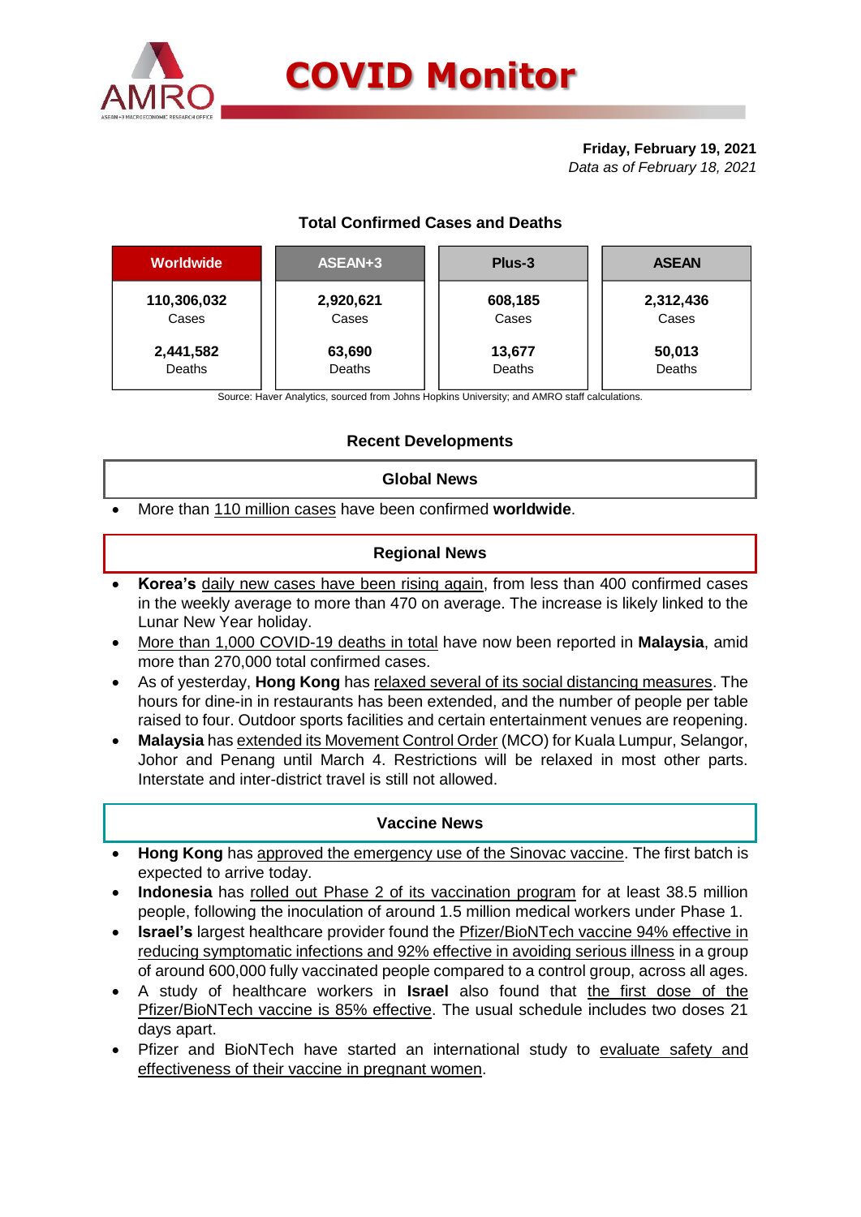# COVID Monitor

**Friday, February 19, 2021**
*Data as of February 18, 2021*

## Total Confirmed Cases and Deaths

| Worldwide | ASEAN+3 | Plus-3 | ASEAN |
|---|---|---|---|
| **110,306,032** Cases | **2,920,621** Cases | **608,185** Cases | **2,312,436** Cases |
| **2,441,582** Deaths | **63,690** Deaths | **13,677** Deaths | **50,013** Deaths |

Source: Haver Analytics, sourced from Johns Hopkins University; and AMRO staff calculations.

## Recent Developments

### Global News

- More than 110 million cases have been confirmed **worldwide**.

### Regional News

- **Korea's** daily new cases have been rising again, from less than 400 confirmed cases in the weekly average to more than 470 on average. The increase is likely linked to the Lunar New Year holiday.
- More than 1,000 COVID-19 deaths in total have now been reported in **Malaysia**, amid more than 270,000 total confirmed cases.
- As of yesterday, **Hong Kong** has relaxed several of its social distancing measures. The hours for dine-in in restaurants has been extended, and the number of people per table raised to four. Outdoor sports facilities and certain entertainment venues are reopening.
- **Malaysia** has extended its Movement Control Order (MCO) for Kuala Lumpur, Selangor, Johor and Penang until March 4. Restrictions will be relaxed in most other parts. Interstate and inter-district travel is still not allowed.

### Vaccine News

- **Hong Kong** has approved the emergency use of the Sinovac vaccine. The first batch is expected to arrive today.
- **Indonesia** has rolled out Phase 2 of its vaccination program for at least 38.5 million people, following the inoculation of around 1.5 million medical workers under Phase 1.
- **Israel's** largest healthcare provider found the Pfizer/BioNTech vaccine 94% effective in reducing symptomatic infections and 92% effective in avoiding serious illness in a group of around 600,000 fully vaccinated people compared to a control group, across all ages.
- A study of healthcare workers in **Israel** also found that the first dose of the Pfizer/BioNTech vaccine is 85% effective. The usual schedule includes two doses 21 days apart.
- Pfizer and BioNTech have started an international study to evaluate safety and effectiveness of their vaccine in pregnant women.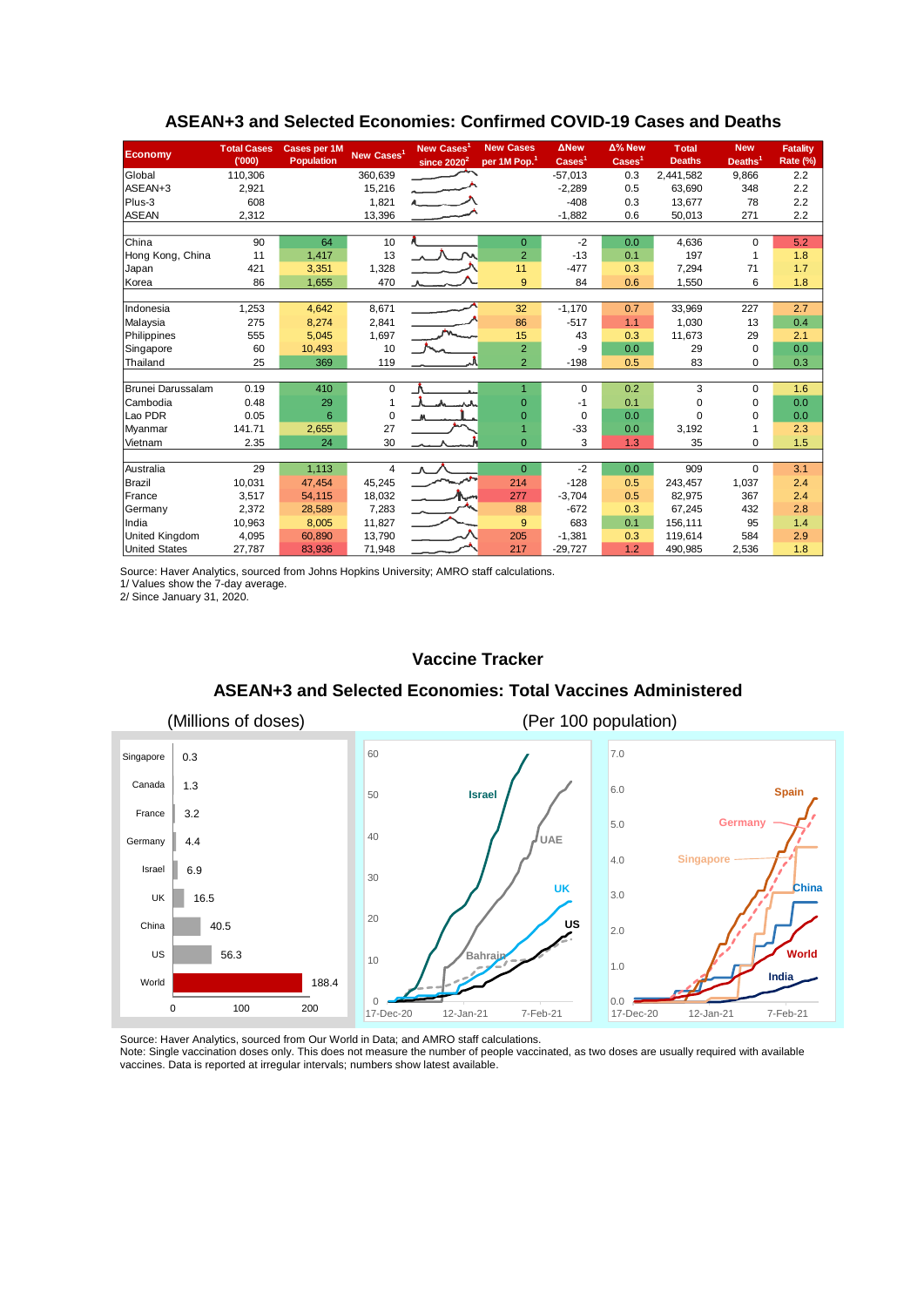## ASEAN+3 and Selected Economies: Confirmed COVID-19 Cases and Deaths

| Economy | Total Cases ('000) | Cases per 1M Population | New Cases[1] | New Cases[1] since 2020[2] | New Cases per 1M Pop.[1] | ΔNew Cases[1] | Δ% New Cases[1] | Total Deaths | New Deaths[1] | Fatality Rate (%) |
|---|---|---|---|---|---|---|---|---|---|---|
| Global | 110,306 | | 360,639 | | | -57,013 | 0.3 | 2,441,582 | 9,866 | 2.2 |
| ASEAN+3 | 2,921 | | 15,216 | | | -2,289 | 0.5 | 63,690 | 348 | 2.2 |
| Plus-3 | 608 | | 1,821 | | | -408 | 0.3 | 13,677 | 78 | 2.2 |
| ASEAN | 2,312 | | 13,396 | | | -1,882 | 0.6 | 50,013 | 271 | 2.2 |
| | | | | | | | | | | |
| China | 90 | 64 | 10 | | 0 | -2 | 0.0 | 4,636 | 0 | 5.2 |
| Hong Kong, China | 11 | 1,417 | 13 | | 2 | -13 | 0.1 | 197 | 1 | 1.8 |
| Japan | 421 | 3,351 | 1,328 | | 11 | -477 | 0.3 | 7,294 | 71 | 1.7 |
| Korea | 86 | 1,655 | 470 | | 9 | 84 | 0.6 | 1,550 | 6 | 1.8 |
| | | | | | | | | | | |
| Indonesia | 1,253 | 4,642 | 8,671 | | 32 | -1,170 | 0.7 | 33,969 | 227 | 2.7 |
| Malaysia | 275 | 8,274 | 2,841 | | 86 | -517 | 1.1 | 1,030 | 13 | 0.4 |
| Philippines | 555 | 5,045 | 1,697 | | 15 | 43 | 0.3 | 11,673 | 29 | 2.1 |
| Singapore | 60 | 10,493 | 10 | | 2 | -9 | 0.0 | 29 | 0 | 0.0 |
| Thailand | 25 | 369 | 119 | | 2 | -198 | 0.5 | 83 | 0 | 0.3 |
| | | | | | | | | | | |
| Brunei Darussalam | 0.19 | 410 | 0 | | 1 | 0 | 0.2 | 3 | 0 | 1.6 |
| Cambodia | 0.48 | 29 | 1 | | 0 | -1 | 0.1 | 0 | 0 | 0.0 |
| Lao PDR | 0.05 | 6 | 0 | | 0 | 0 | 0.0 | 0 | 0 | 0.0 |
| Myanmar | 141.71 | 2,655 | 27 | | 1 | -33 | 0.0 | 3,192 | 1 | 2.3 |
| Vietnam | 2.35 | 24 | 30 | | 0 | 3 | 1.3 | 35 | 0 | 1.5 |
| | | | | | | | | | | |
| Australia | 29 | 1,113 | 4 | | 0 | -2 | 0.0 | 909 | 0 | 3.1 |
| Brazil | 10,031 | 47,454 | 45,245 | | 214 | -128 | 0.5 | 243,457 | 1,037 | 2.4 |
| France | 3,517 | 54,115 | 18,032 | | 277 | -3,704 | 0.5 | 82,975 | 367 | 2.4 |
| Germany | 2,372 | 28,589 | 7,283 | | 88 | -672 | 0.3 | 67,245 | 432 | 2.8 |
| India | 10,963 | 8,005 | 11,827 | | 9 | 683 | 0.1 | 156,111 | 95 | 1.4 |
| United Kingdom | 4,095 | 60,890 | 13,790 | | 205 | -1,381 | 0.3 | 119,614 | 584 | 2.9 |
| United States | 27,787 | 83,936 | 71,948 | | 217 | -29,727 | 1.2 | 490,985 | 2,536 | 1.8 |

Source: Haver Analytics, sourced from Johns Hopkins University; AMRO staff calculations.
1/ Values show the 7-day average.
2/ Since January 31, 2020.

## Vaccine Tracker

### ASEAN+3 and Selected Economies: Total Vaccines Administered

(Millions of doses)

Singapore 0.3
Canada 1.3
France 3.2
Germany 4.4
Israel 6.9
UK 16.5
China 40.5
US 56.3
World 188.4

0 100 200

(Per 100 population)

Israel, UAE, UK, US, Bahrain

0 10 20 30 40 50 60

17-Dec-20 12-Jan-21 7-Feb-21

Spain, Germany, Singapore, China, World, India

0.0 1.0 2.0 3.0 4.0 5.0 6.0 7.0

17-Dec-20 12-Jan-21 7-Feb-21

Source: Haver Analytics, sourced from Our World in Data; and AMRO staff calculations.
Note: Single vaccination doses only. This does not measure the number of people vaccinated, as two doses are usually required with available vaccines. Data is reported at irregular intervals; numbers show latest available.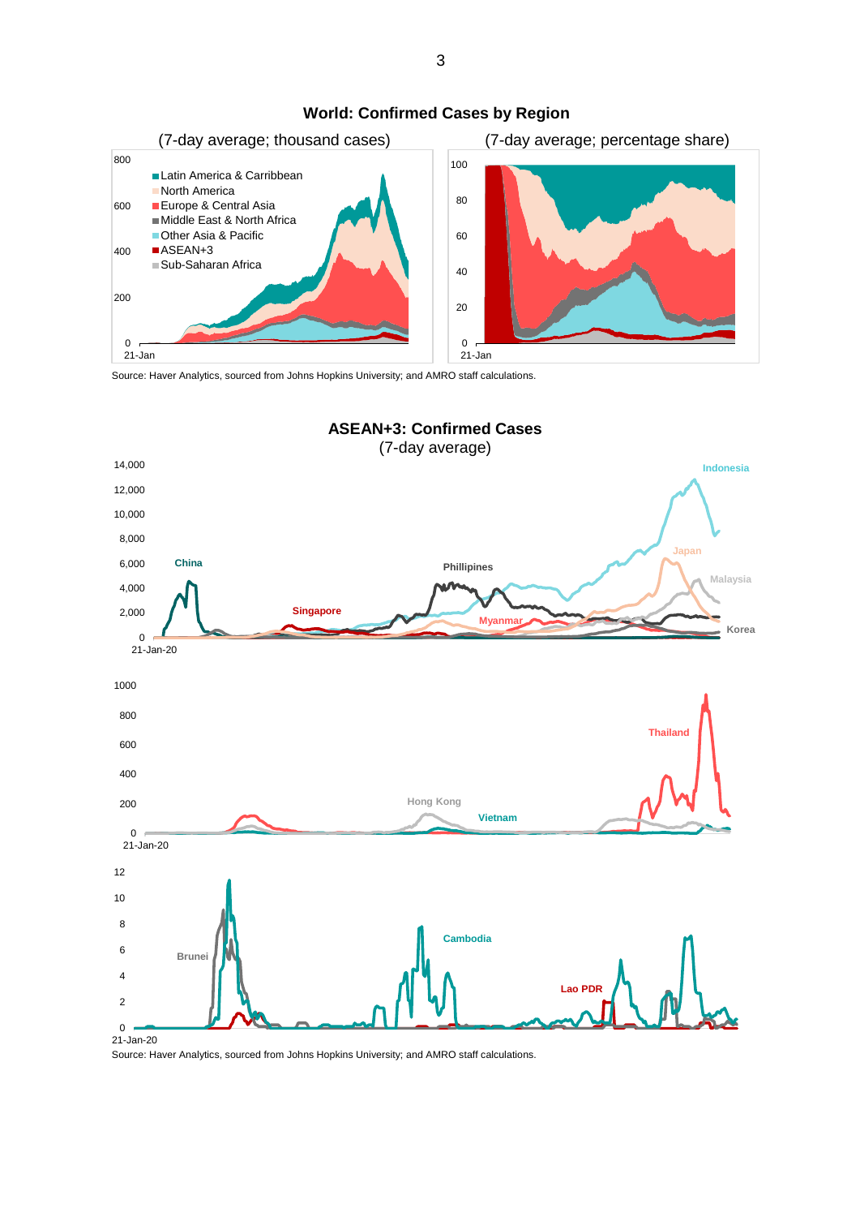## World: Confirmed Cases by Region

(7-day average; thousand cases)

800
600
400
200
0
21-Jan

Latin America & Carribbean
North America
Europe & Central Asia
Middle East & North Africa
Other Asia & Pacific
ASEAN+3
Sub-Saharan Africa

(7-day average; percentage share)

100
80
60
40
20
0
21-Jan

Source: Haver Analytics, sourced from Johns Hopkins University; and AMRO staff calculations.

## ASEAN+3: Confirmed Cases

(7-day average)

14,000
12,000
10,000
8,000
6,000
4,000
2,000
0
21-Jan-20

Indonesia
Japan
Malaysia
Korea
China
Phillipines
Singapore
Myanmar

1000
800
600
400
200
0
21-Jan-20

Thailand
Hong Kong
Vietnam

12
10
8
6
4
2
0
21-Jan-20

Brunei
Cambodia
Lao PDR

Source: Haver Analytics, sourced from Johns Hopkins University; and AMRO staff calculations.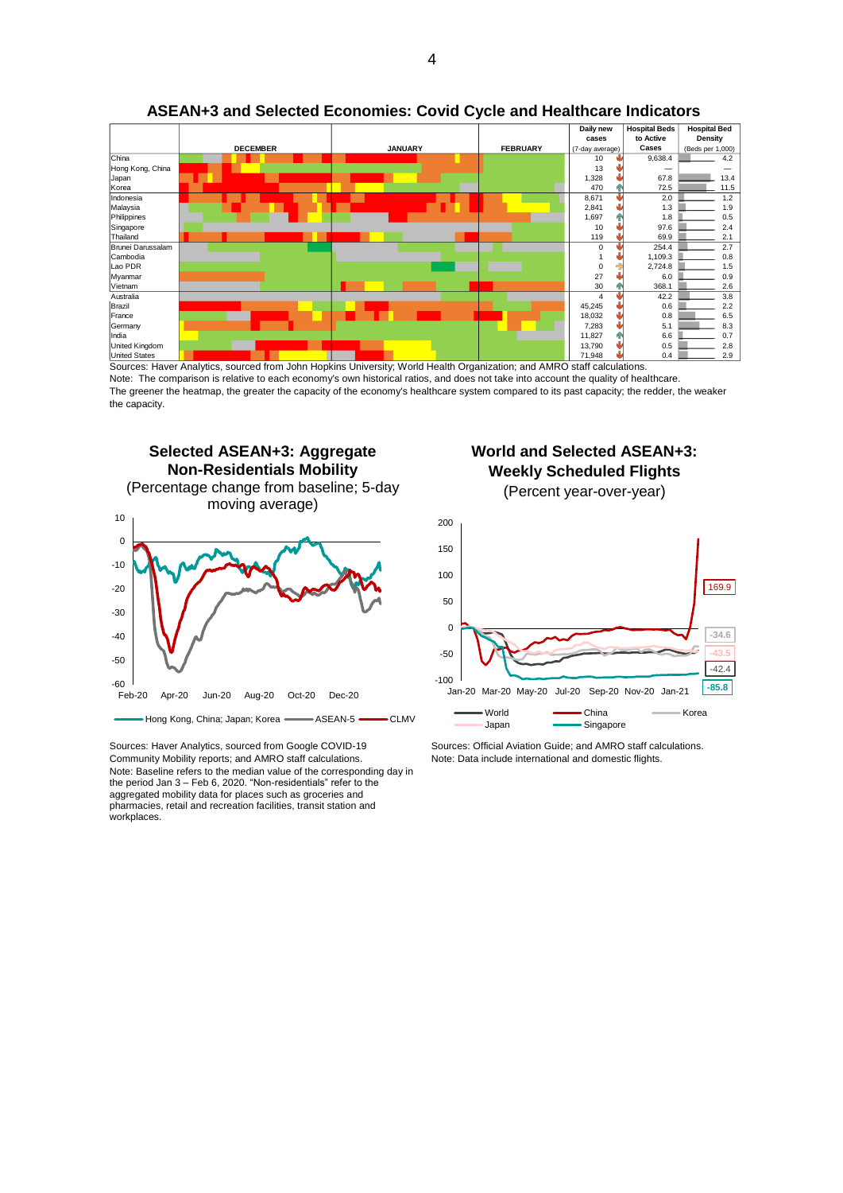## ASEAN+3 and Selected Economies: Covid Cycle and Healthcare Indicators

| | DECEMBER | JANUARY | FEBRUARY | Daily new cases (7-day average) | Hospital Beds to Active Cases | Hospital Bed Density (Beds per 1,000) |
|---|---|---|---|---|---|---|
| China | | | | 10 | 9,638.4 | 4.2 |
| Hong Kong, China | | | | 13 | — | — |
| Japan | | | | 1,328 | 67.8 | 13.4 |
| Korea | | | | 470 | 72.5 | 11.5 |
| Indonesia | | | | 8,671 | 2.0 | 1.2 |
| Malaysia | | | | 2,841 | 1.3 | 1.9 |
| Philippines | | | | 1,697 | 1.8 | 0.5 |
| Singapore | | | | 10 | 97.6 | 2.4 |
| Thailand | | | | 119 | 69.9 | 2.1 |
| Brunei Darussalam | | | | 0 | 254.4 | 2.7 |
| Cambodia | | | | 1 | 1,109.3 | 0.8 |
| Lao PDR | | | | 0 | 2,724.8 | 1.5 |
| Myanmar | | | | 27 | 6.0 | 0.9 |
| Vietnam | | | | 30 | 368.1 | 2.6 |
| Australia | | | | 4 | 42.2 | 3.8 |
| Brazil | | | | 45,245 | 0.6 | 2.2 |
| France | | | | 18,032 | 0.8 | 6.5 |
| Germany | | | | 7,283 | 5.1 | 8.3 |
| India | | | | 11,827 | 6.6 | 0.7 |
| United Kingdom | | | | 13,790 | 0.5 | 2.8 |
| United States | | | | 71,948 | 0.4 | 2.9 |

Sources: Haver Analytics, sourced from John Hopkins University; World Health Organization; and AMRO staff calculations.
Note: The comparison is relative to each economy's own historical ratios, and does not take into account the quality of healthcare.
The greener the heatmap, the greater the capacity of the economy's healthcare system compared to its past capacity; the redder, the weaker the capacity.

### Selected ASEAN+3: Aggregate Non-Residentials Mobility
(Percentage change from baseline; 5-day moving average)

10
0
-10
-20
-30
-40
-50
-60
Feb-20 Apr-20 Jun-20 Aug-20 Oct-20 Dec-20

Hong Kong, China; Japan; Korea — ASEAN-5 — CLMV

Sources: Haver Analytics, sourced from Google COVID-19 Community Mobility reports; and AMRO staff calculations.
Note: Baseline refers to the median value of the corresponding day in the period Jan 3 – Feb 6, 2020. "Non-residentials" refer to the aggregated mobility data for places such as groceries and pharmacies, retail and recreation facilities, transit station and workplaces.

### World and Selected ASEAN+3: Weekly Scheduled Flights
(Percent year-over-year)

200
150
100
50
0
-50
-100
Jan-20 Mar-20 May-20 Jul-20 Sep-20 Nov-20 Jan-21

169.9
-34.6
-43.5
-42.4
-85.8

World — China — Korea — Japan — Singapore

Sources: Official Aviation Guide; and AMRO staff calculations.
Note: Data include international and domestic flights.